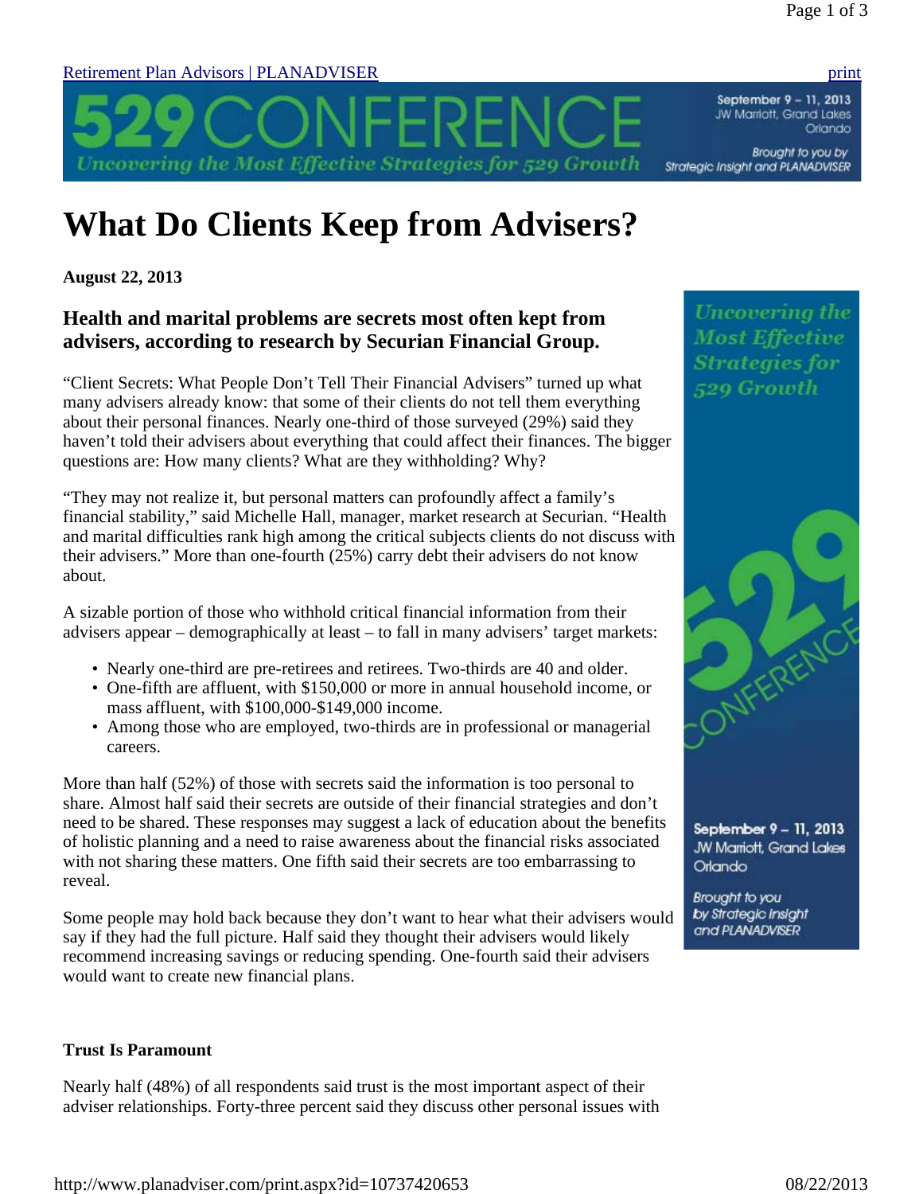# What Do Clients Keep from Advisers?

**August 22, 2013**

### Health and marital problems are secrets most often kept from advisers, according to research by Securian Financial Group.

"Client Secrets: What People Don't Tell Their Financial Advisers" turned up what many advisers already know: that some of their clients do not tell them everything about their personal finances. Nearly one-third of those surveyed (29%) said they haven't told their advisers about everything that could affect their finances. The bigger questions are: How many clients? What are they withholding? Why?

"They may not realize it, but personal matters can profoundly affect a family's financial stability," said Michelle Hall, manager, market research at Securian. "Health and marital difficulties rank high among the critical subjects clients do not discuss with their advisers." More than one-fourth (25%) carry debt their advisers do not know about.

A sizable portion of those who withhold critical financial information from their advisers appear – demographically at least – to fall in many advisers' target markets:

- Nearly one-third are pre-retirees and retirees. Two-thirds are 40 and older.
- One-fifth are affluent, with $150,000 or more in annual household income, or mass affluent, with $100,000-$149,000 income.
- Among those who are employed, two-thirds are in professional or managerial careers.

More than half (52%) of those with secrets said the information is too personal to share. Almost half said their secrets are outside of their financial strategies and don't need to be shared. These responses may suggest a lack of education about the benefits of holistic planning and a need to raise awareness about the financial risks associated with not sharing these matters. One fifth said their secrets are too embarrassing to reveal.

Some people may hold back because they don't want to hear what their advisers would say if they had the full picture. Half said they thought their advisers would likely recommend increasing savings or reducing spending. One-fourth said their advisers would want to create new financial plans.

**Trust Is Paramount**

Nearly half (48%) of all respondents said trust is the most important aspect of their adviser relationships. Forty-three percent said they discuss other personal issues with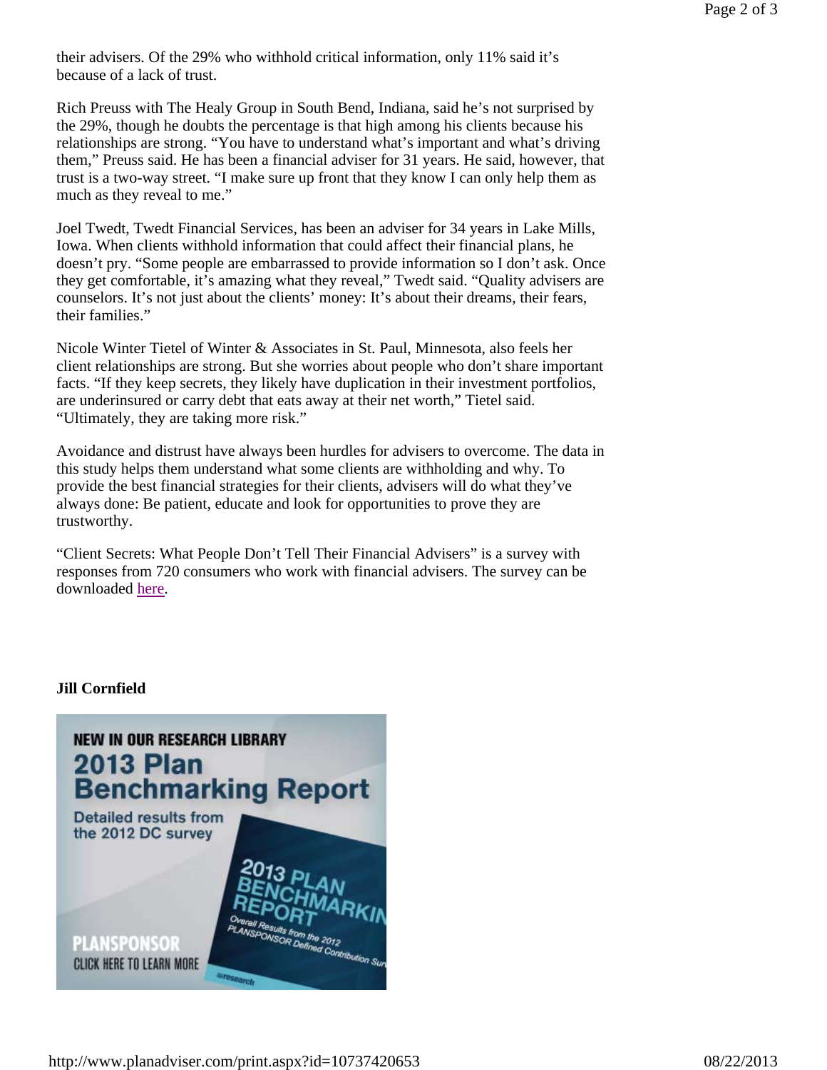their advisers. Of the 29% who withhold critical information, only 11% said it's because of a lack of trust.

Rich Preuss with The Healy Group in South Bend, Indiana, said he's not surprised by the 29%, though he doubts the percentage is that high among his clients because his relationships are strong. "You have to understand what's important and what's driving them," Preuss said. He has been a financial adviser for 31 years. He said, however, that trust is a two-way street. "I make sure up front that they know I can only help them as much as they reveal to me."

Joel Twedt, Twedt Financial Services, has been an adviser for 34 years in Lake Mills, Iowa. When clients withhold information that could affect their financial plans, he doesn't pry. "Some people are embarrassed to provide information so I don't ask. Once they get comfortable, it's amazing what they reveal," Twedt said. "Quality advisers are counselors. It's not just about the clients' money: It's about their dreams, their fears, their families."

Nicole Winter Tietel of Winter & Associates in St. Paul, Minnesota, also feels her client relationships are strong. But she worries about people who don't share important facts. "If they keep secrets, they likely have duplication in their investment portfolios, are underinsured or carry debt that eats away at their net worth," Tietel said. "Ultimately, they are taking more risk."

Avoidance and distrust have always been hurdles for advisers to overcome. The data in this study helps them understand what some clients are withholding and why. To provide the best financial strategies for their clients, advisers will do what they've always done: Be patient, educate and look for opportunities to prove they are trustworthy.

"Client Secrets: What People Don't Tell Their Financial Advisers" is a survey with responses from 720 consumers who work with financial advisers. The survey can be downloaded here.

**Jill Cornfield**

NEW IN OUR RESEARCH LIBRARY
2013 Plan Benchmarking Report
Detailed results from the 2012 DC survey
PLANSPONSOR
CLICK HERE TO LEARN MORE

http://www.planadviser.com/print.aspx?id=10737420653 08/22/2013